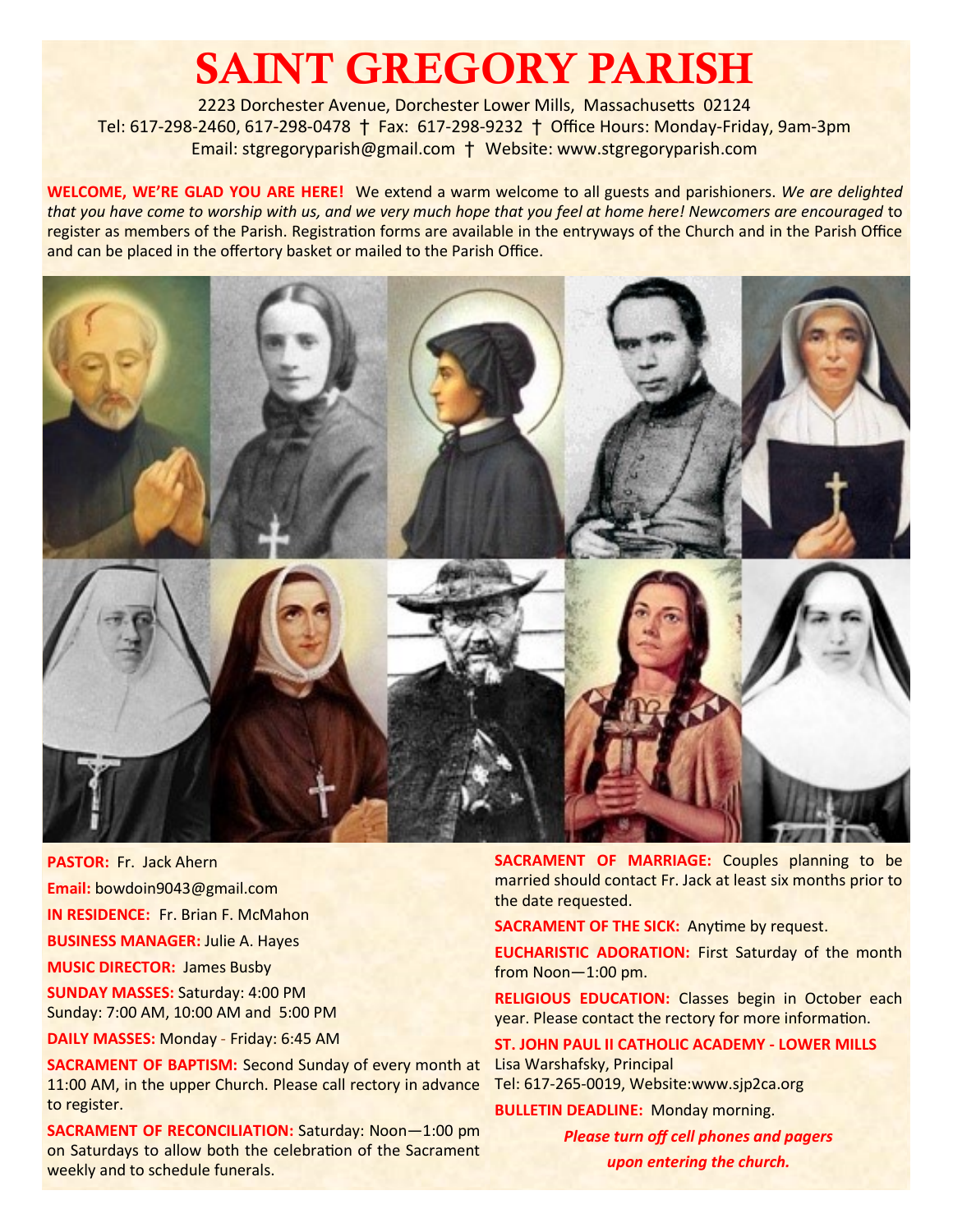# SAINT GREGORY PARISH

2223 Dorchester Avenue, Dorchester Lower Mills, Massachusetts 02124
Tel: 617-298-2460, 617-298-0478 † Fax: 617-298-9232 † Office Hours: Monday-Friday, 9am-3pm
Email: stgregoryparish@gmail.com † Website: www.stgregoryparish.com

**WELCOME, WE'RE GLAD YOU ARE HERE!** We extend a warm welcome to all guests and parishioners. *We are delighted that you have come to worship with us, and we very much hope that you feel at home here! Newcomers are encouraged* to register as members of the Parish. Registration forms are available in the entryways of the Church and in the Parish Office and can be placed in the offertory basket or mailed to the Parish Office.

**PASTOR:** Fr. Jack Ahern

**Email:** bowdoin9043@gmail.com

**IN RESIDENCE:** Fr. Brian F. McMahon

**BUSINESS MANAGER:** Julie A. Hayes

**MUSIC DIRECTOR:** James Busby

**SUNDAY MASSES:** Saturday: 4:00 PM
Sunday: 7:00 AM, 10:00 AM and 5:00 PM

**DAILY MASSES:** Monday - Friday: 6:45 AM

**SACRAMENT OF BAPTISM:** Second Sunday of every month at 11:00 AM, in the upper Church. Please call rectory in advance to register.

**SACRAMENT OF RECONCILIATION:** Saturday: Noon—1:00 pm on Saturdays to allow both the celebration of the Sacrament weekly and to schedule funerals.

**SACRAMENT OF MARRIAGE:** Couples planning to be married should contact Fr. Jack at least six months prior to the date requested.

**SACRAMENT OF THE SICK:** Anytime by request.

**EUCHARISTIC ADORATION:** First Saturday of the month from Noon—1:00 pm.

**RELIGIOUS EDUCATION:** Classes begin in October each year. Please contact the rectory for more information.

**ST. JOHN PAUL II CATHOLIC ACADEMY - LOWER MILLS**
Lisa Warshafsky, Principal
Tel: 617-265-0019, Website:www.sjp2ca.org

**BULLETIN DEADLINE:** Monday morning.

***Please turn off cell phones and pagers upon entering the church.***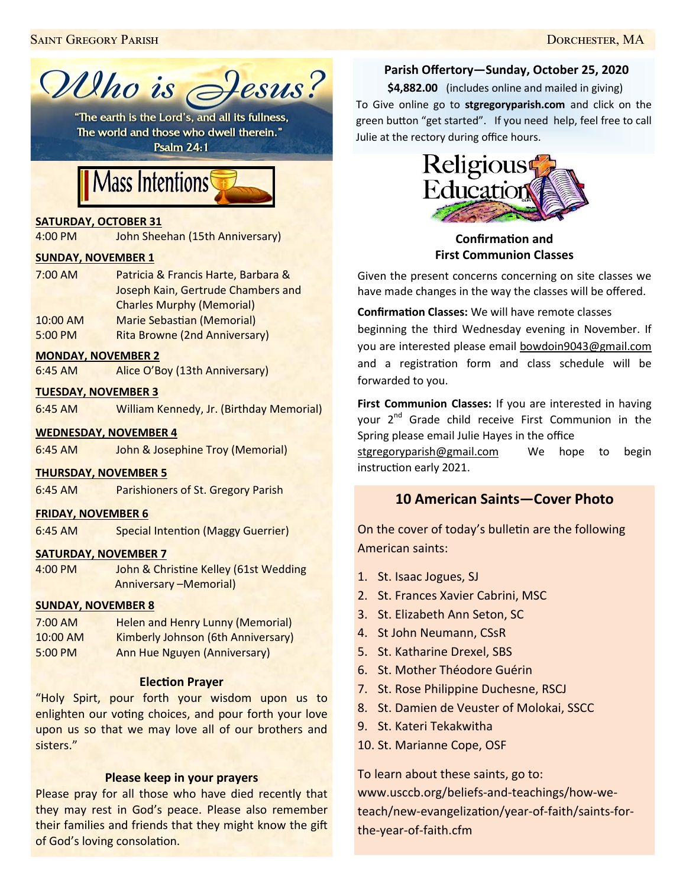# Who is Jesus?

"The earth is the Lord's, and all its fullness,
The world and those who dwell therein."
Psalm 24:1

## Mass Intentions

**SATURDAY, OCTOBER 31**

4:00 PM John Sheehan (15th Anniversary)

**SUNDAY, NOVEMBER 1**

7:00 AM Patricia & Francis Harte, Barbara & Joseph Kain, Gertrude Chambers and Charles Murphy (Memorial)

10:00 AM Marie Sebastian (Memorial)

5:00 PM Rita Browne (2nd Anniversary)

**MONDAY, NOVEMBER 2**

6:45 AM Alice O'Boy (13th Anniversary)

**TUESDAY, NOVEMBER 3**

6:45 AM William Kennedy, Jr. (Birthday Memorial)

**WEDNESDAY, NOVEMBER 4**

6:45 AM John & Josephine Troy (Memorial)

**THURSDAY, NOVEMBER 5**

6:45 AM Parishioners of St. Gregory Parish

**FRIDAY, NOVEMBER 6**

6:45 AM Special Intention (Maggy Guerrier)

**SATURDAY, NOVEMBER 7**

4:00 PM John & Christine Kelley (61st Wedding Anniversary –Memorial)

**SUNDAY, NOVEMBER 8**

7:00 AM Helen and Henry Lunny (Memorial)

10:00 AM Kimberly Johnson (6th Anniversary)

5:00 PM Ann Hue Nguyen (Anniversary)

### Election Prayer

"Holy Spirt, pour forth your wisdom upon us to enlighten our voting choices, and pour forth your love upon us so that we may love all of our brothers and sisters."

### Please keep in your prayers

Please pray for all those who have died recently that they may rest in God's peace. Please also remember their families and friends that they might know the gift of God's loving consolation.

### Parish Offertory—Sunday, October 25, 2020

**$4,882.00** (includes online and mailed in giving)

To Give online go to **stgregoryparish.com** and click on the green button "get started". If you need help, feel free to call Julie at the rectory during office hours.

## Religious Education

### Confirmation and First Communion Classes

Given the present concerns concerning on site classes we have made changes in the way the classes will be offered.

**Confirmation Classes:** We will have remote classes beginning the third Wednesday evening in November. If you are interested please email bowdoin9043@gmail.com and a registration form and class schedule will be forwarded to you.

**First Communion Classes:** If you are interested in having your 2nd Grade child receive First Communion in the Spring please email Julie Hayes in the office stgregoryparish@gmail.com We hope to begin instruction early 2021.

### 10 American Saints—Cover Photo

On the cover of today's bulletin are the following American saints:

1. St. Isaac Jogues, SJ
2. St. Frances Xavier Cabrini, MSC
3. St. Elizabeth Ann Seton, SC
4. St John Neumann, CSsR
5. St. Katharine Drexel, SBS
6. St. Mother Théodore Guérin
7. St. Rose Philippine Duchesne, RSCJ
8. St. Damien de Veuster of Molokai, SSCC
9. St. Kateri Tekakwitha
10. St. Marianne Cope, OSF

To learn about these saints, go to:
www.usccb.org/beliefs-and-teachings/how-we-teach/new-evangelization/year-of-faith/saints-for-the-year-of-faith.cfm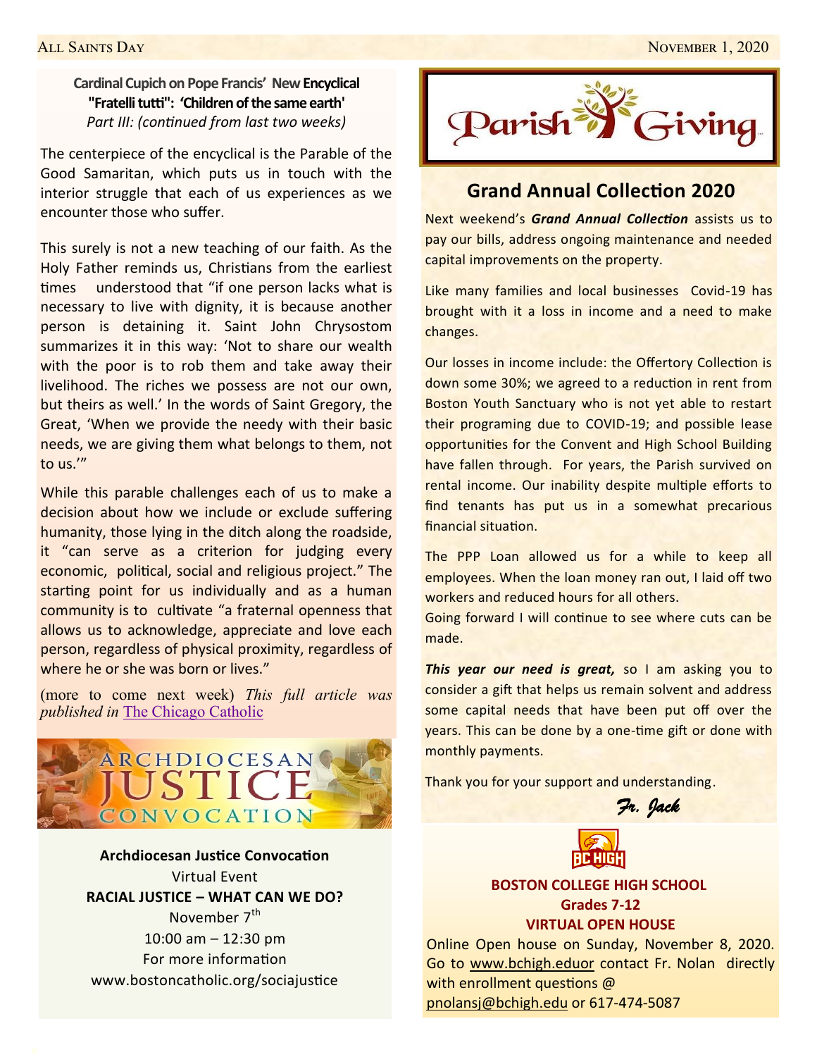**Cardinal Cupich on Pope Francis' New Encyclical "Fratelli tutti": 'Children of the same earth'**
*Part III: (continued from last two weeks)*

The centerpiece of the encyclical is the Parable of the Good Samaritan, which puts us in touch with the interior struggle that each of us experiences as we encounter those who suffer.

This surely is not a new teaching of our faith. As the Holy Father reminds us, Christians from the earliest times understood that "if one person lacks what is necessary to live with dignity, it is because another person is detaining it. Saint John Chrysostom summarizes it in this way: 'Not to share our wealth with the poor is to rob them and take away their livelihood. The riches we possess are not our own, but theirs as well.' In the words of Saint Gregory, the Great, 'When we provide the needy with their basic needs, we are giving them what belongs to them, not to us.'"

While this parable challenges each of us to make a decision about how we include or exclude suffering humanity, those lying in the ditch along the roadside, it "can serve as a criterion for judging every economic, political, social and religious project." The starting point for us individually and as a human community is to cultivate "a fraternal openness that allows us to acknowledge, appreciate and love each person, regardless of physical proximity, regardless of where he or she was born or lives."

(more to come next week) *This full article was published in* The Chicago Catholic

ARCHDIOCESAN JUSTICE CONVOCATION

**Archdiocesan Justice Convocation**
Virtual Event
**RACIAL JUSTICE – WHAT CAN WE DO?**
November 7th
10:00 am – 12:30 pm
For more information
www.bostoncatholic.org/sociajustice

Parish Giving

## Grand Annual Collection 2020

Next weekend's ***Grand Annual Collection*** assists us to pay our bills, address ongoing maintenance and needed capital improvements on the property.

Like many families and local businesses Covid-19 has brought with it a loss in income and a need to make changes.

Our losses in income include: the Offertory Collection is down some 30%; we agreed to a reduction in rent from Boston Youth Sanctuary who is not yet able to restart their programing due to COVID-19; and possible lease opportunities for the Convent and High School Building have fallen through. For years, the Parish survived on rental income. Our inability despite multiple efforts to find tenants has put us in a somewhat precarious financial situation.

The PPP Loan allowed us for a while to keep all employees. When the loan money ran out, I laid off two workers and reduced hours for all others.
Going forward I will continue to see where cuts can be made.

***This year our need is great,*** so I am asking you to consider a gift that helps us remain solvent and address some capital needs that have been put off over the years. This can be done by a one-time gift or done with monthly payments.

Thank you for your support and understanding.

*Fr. Jack*

**BOSTON COLLEGE HIGH SCHOOL**
**Grades 7-12**
**VIRTUAL OPEN HOUSE**

Online Open house on Sunday, November 8, 2020. Go to www.bchigh.eduor contact Fr. Nolan directly with enrollment questions @ pnolansj@bchigh.edu or 617-474-5087